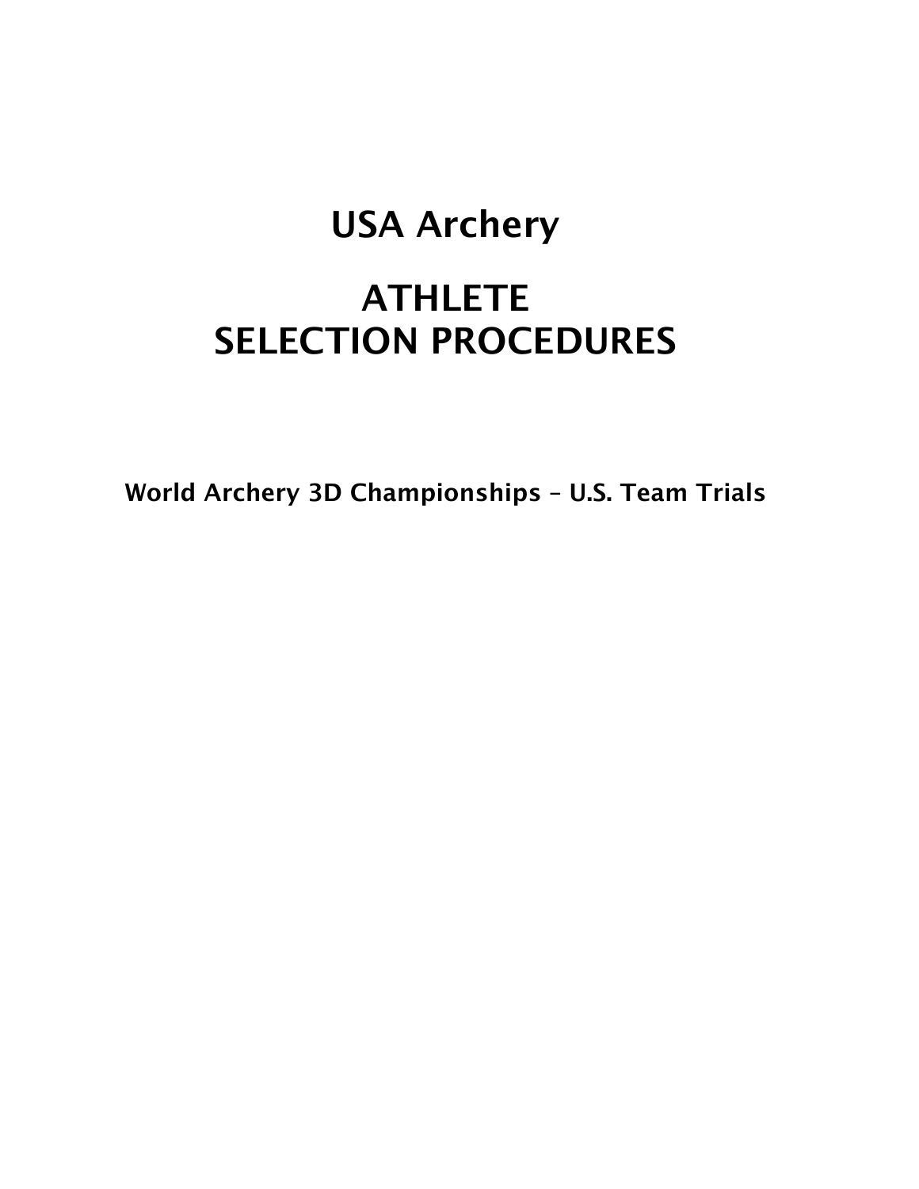# USA Archery

# ATHLETE SELECTION PROCEDURES

**World Archery 3D Championships – U.S. Team Trials**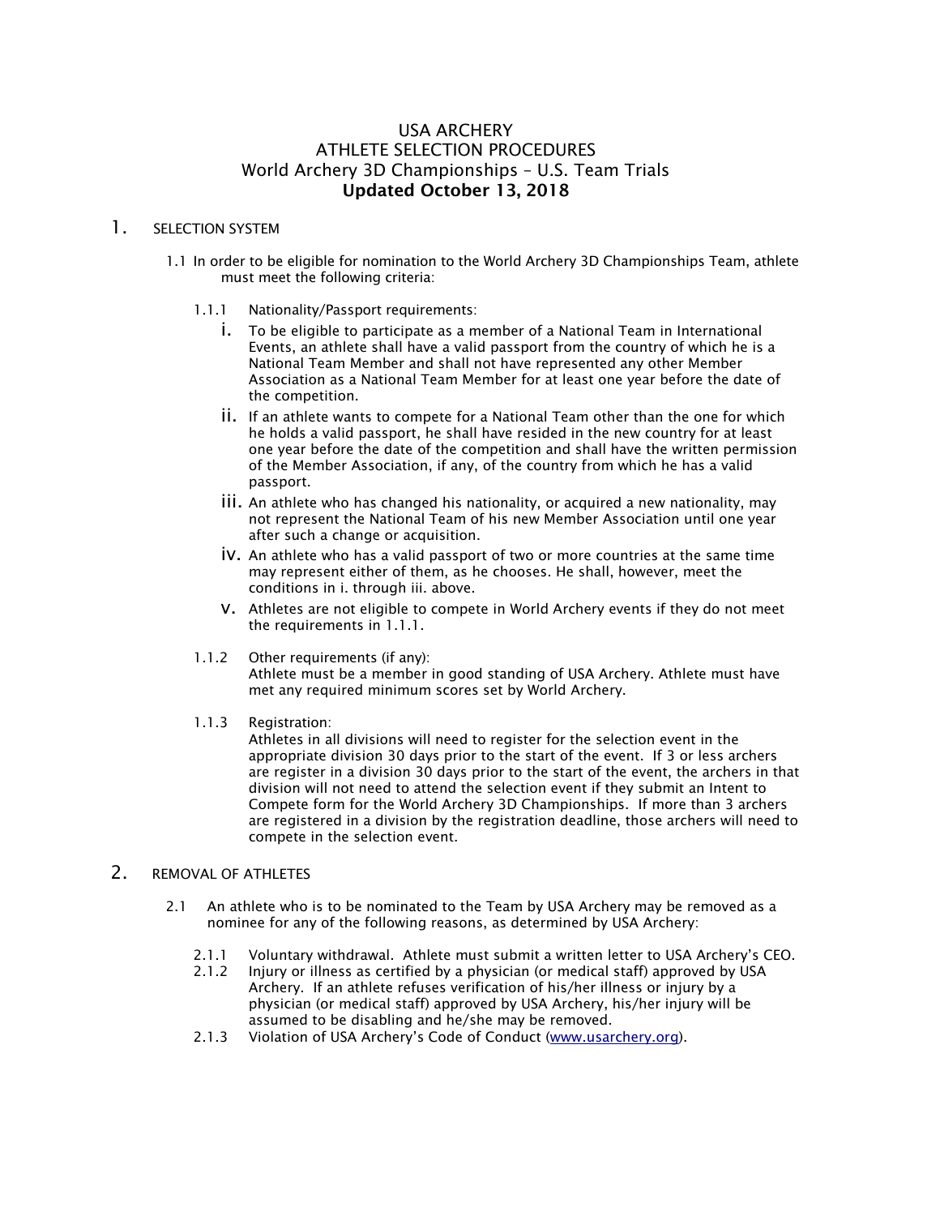# USA ARCHERY
# ATHLETE SELECTION PROCEDURES
## World Archery 3D Championships – U.S. Team Trials
## **Updated October 13, 2018**

1. SELECTION SYSTEM

1.1 In order to be eligible for nomination to the World Archery 3D Championships Team, athlete must meet the following criteria:

1.1.1 Nationality/Passport requirements:

i. To be eligible to participate as a member of a National Team in International Events, an athlete shall have a valid passport from the country of which he is a National Team Member and shall not have represented any other Member Association as a National Team Member for at least one year before the date of the competition.

ii. If an athlete wants to compete for a National Team other than the one for which he holds a valid passport, he shall have resided in the new country for at least one year before the date of the competition and shall have the written permission of the Member Association, if any, of the country from which he has a valid passport.

iii. An athlete who has changed his nationality, or acquired a new nationality, may not represent the National Team of his new Member Association until one year after such a change or acquisition.

iv. An athlete who has a valid passport of two or more countries at the same time may represent either of them, as he chooses. He shall, however, meet the conditions in i. through iii. above.

v. Athletes are not eligible to compete in World Archery events if they do not meet the requirements in 1.1.1.

1.1.2 Other requirements (if any):
Athlete must be a member in good standing of USA Archery. Athlete must have met any required minimum scores set by World Archery.

1.1.3 Registration:
Athletes in all divisions will need to register for the selection event in the appropriate division 30 days prior to the start of the event. If 3 or less archers are register in a division 30 days prior to the start of the event, the archers in that division will not need to attend the selection event if they submit an Intent to Compete form for the World Archery 3D Championships. If more than 3 archers are registered in a division by the registration deadline, those archers will need to compete in the selection event.

2. REMOVAL OF ATHLETES

2.1 An athlete who is to be nominated to the Team by USA Archery may be removed as a nominee for any of the following reasons, as determined by USA Archery:

2.1.1 Voluntary withdrawal. Athlete must submit a written letter to USA Archery's CEO.

2.1.2 Injury or illness as certified by a physician (or medical staff) approved by USA Archery. If an athlete refuses verification of his/her illness or injury by a physician (or medical staff) approved by USA Archery, his/her injury will be assumed to be disabling and he/she may be removed.

2.1.3 Violation of USA Archery's Code of Conduct (www.usarchery.org).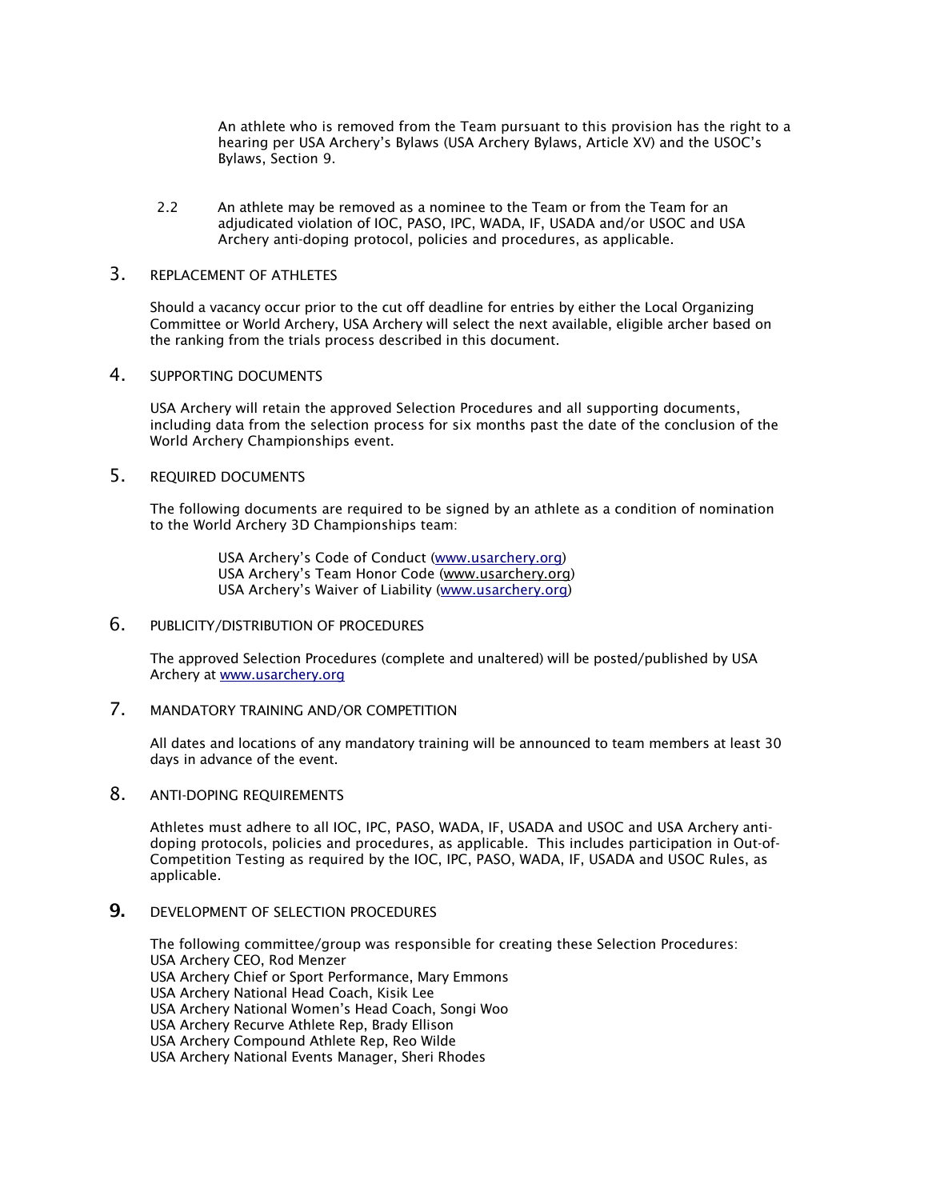An athlete who is removed from the Team pursuant to this provision has the right to a hearing per USA Archery's Bylaws (USA Archery Bylaws, Article XV) and the USOC's Bylaws, Section 9.

2.2 An athlete may be removed as a nominee to the Team or from the Team for an adjudicated violation of IOC, PASO, IPC, WADA, IF, USADA and/or USOC and USA Archery anti-doping protocol, policies and procedures, as applicable.

## 3. REPLACEMENT OF ATHLETES

Should a vacancy occur prior to the cut off deadline for entries by either the Local Organizing Committee or World Archery, USA Archery will select the next available, eligible archer based on the ranking from the trials process described in this document.

## 4. SUPPORTING DOCUMENTS

USA Archery will retain the approved Selection Procedures and all supporting documents, including data from the selection process for six months past the date of the conclusion of the World Archery Championships event.

## 5. REQUIRED DOCUMENTS

The following documents are required to be signed by an athlete as a condition of nomination to the World Archery 3D Championships team:

USA Archery's Code of Conduct (www.usarchery.org)
USA Archery's Team Honor Code (www.usarchery.org)
USA Archery's Waiver of Liability (www.usarchery.org)

## 6. PUBLICITY/DISTRIBUTION OF PROCEDURES

The approved Selection Procedures (complete and unaltered) will be posted/published by USA Archery at www.usarchery.org

## 7. MANDATORY TRAINING AND/OR COMPETITION

All dates and locations of any mandatory training will be announced to team members at least 30 days in advance of the event.

## 8. ANTI-DOPING REQUIREMENTS

Athletes must adhere to all IOC, IPC, PASO, WADA, IF, USADA and USOC and USA Archery anti-doping protocols, policies and procedures, as applicable. This includes participation in Out-of-Competition Testing as required by the IOC, IPC, PASO, WADA, IF, USADA and USOC Rules, as applicable.

## 9. DEVELOPMENT OF SELECTION PROCEDURES

The following committee/group was responsible for creating these Selection Procedures:
USA Archery CEO, Rod Menzer
USA Archery Chief or Sport Performance, Mary Emmons
USA Archery National Head Coach, Kisik Lee
USA Archery National Women's Head Coach, Songi Woo
USA Archery Recurve Athlete Rep, Brady Ellison
USA Archery Compound Athlete Rep, Reo Wilde
USA Archery National Events Manager, Sheri Rhodes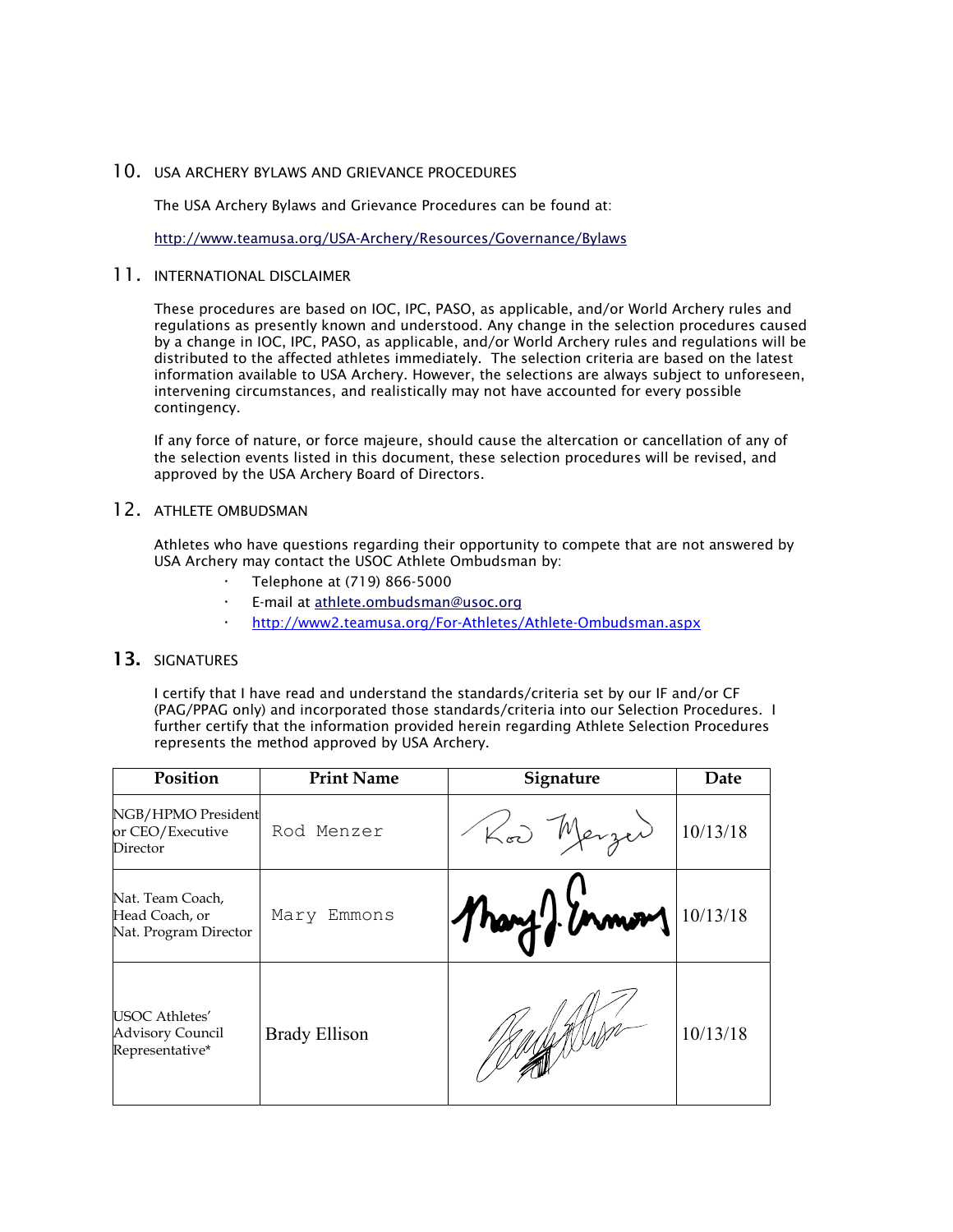## 10. USA ARCHERY BYLAWS AND GRIEVANCE PROCEDURES

The USA Archery Bylaws and Grievance Procedures can be found at:

http://www.teamusa.org/USA-Archery/Resources/Governance/Bylaws

## 11. INTERNATIONAL DISCLAIMER

These procedures are based on IOC, IPC, PASO, as applicable, and/or World Archery rules and regulations as presently known and understood. Any change in the selection procedures caused by a change in IOC, IPC, PASO, as applicable, and/or World Archery rules and regulations will be distributed to the affected athletes immediately. The selection criteria are based on the latest information available to USA Archery. However, the selections are always subject to unforeseen, intervening circumstances, and realistically may not have accounted for every possible contingency.

If any force of nature, or force majeure, should cause the altercation or cancellation of any of the selection events listed in this document, these selection procedures will be revised, and approved by the USA Archery Board of Directors.

## 12. ATHLETE OMBUDSMAN

Athletes who have questions regarding their opportunity to compete that are not answered by USA Archery may contact the USOC Athlete Ombudsman by:

- Telephone at (719) 866-5000
- E-mail at athlete.ombudsman@usoc.org
- http://www2.teamusa.org/For-Athletes/Athlete-Ombudsman.aspx

## 13. SIGNATURES

I certify that I have read and understand the standards/criteria set by our IF and/or CF (PAG/PPAG only) and incorporated those standards/criteria into our Selection Procedures. I further certify that the information provided herein regarding Athlete Selection Procedures represents the method approved by USA Archery.

| Position | Print Name | Signature | Date |
|---|---|---|---|
| NGB/HPMO President or CEO/Executive Director | Rod Menzer | Rod Menzer | 10/13/18 |
| Nat. Team Coach, Head Coach, or Nat. Program Director | Mary Emmons | Mary J. Emmons | 10/13/18 |
| USOC Athletes' Advisory Council Representative* | Brady Ellison | Brady Ellison | 10/13/18 |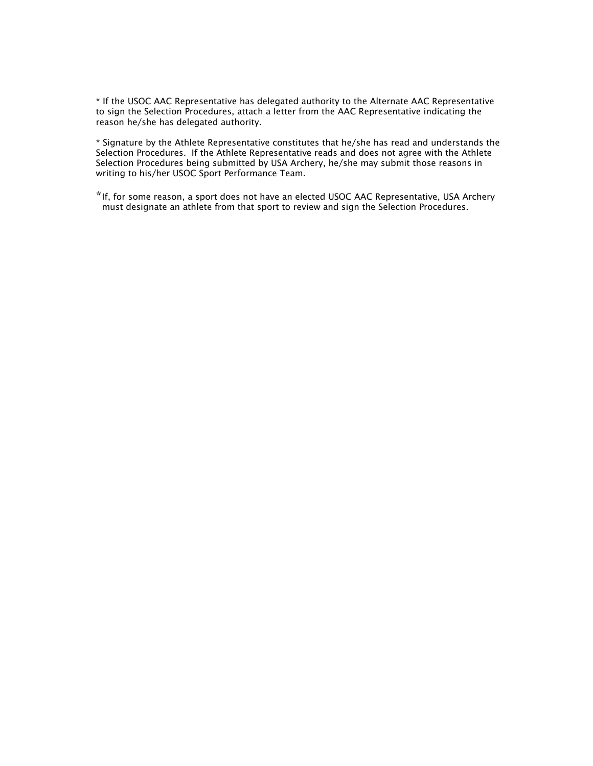* If the USOC AAC Representative has delegated authority to the Alternate AAC Representative to sign the Selection Procedures, attach a letter from the AAC Representative indicating the reason he/she has delegated authority.

* Signature by the Athlete Representative constitutes that he/she has read and understands the Selection Procedures. If the Athlete Representative reads and does not agree with the Athlete Selection Procedures being submitted by USA Archery, he/she may submit those reasons in writing to his/her USOC Sport Performance Team.

*If, for some reason, a sport does not have an elected USOC AAC Representative, USA Archery must designate an athlete from that sport to review and sign the Selection Procedures.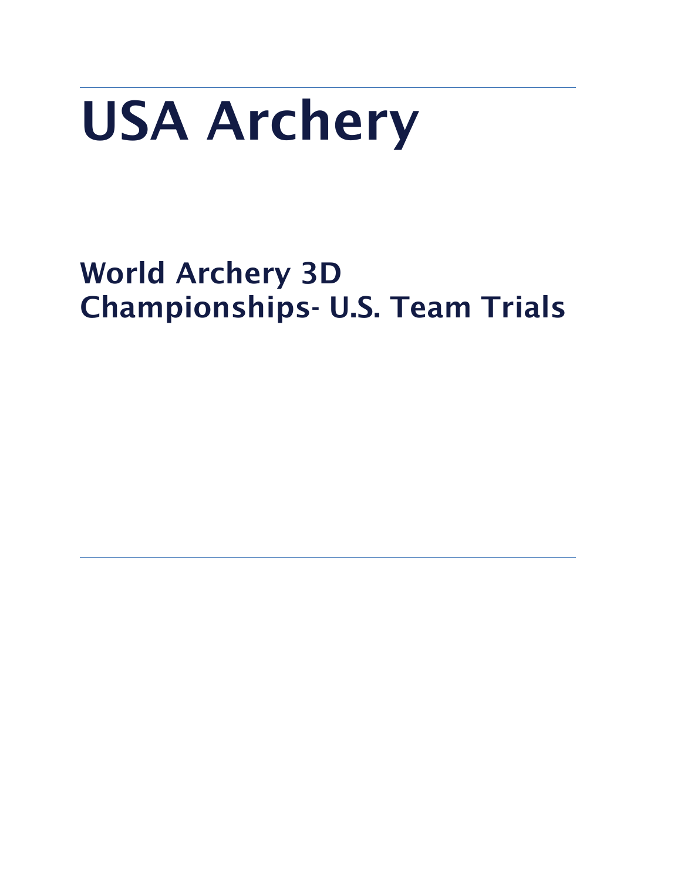# USA Archery

## World Archery 3D Championships- U.S. Team Trials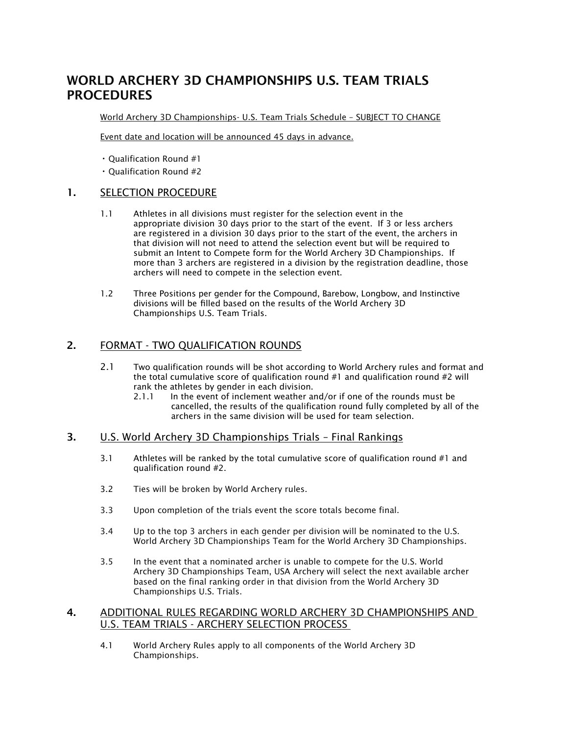# WORLD ARCHERY 3D CHAMPIONSHIPS U.S. TEAM TRIALS PROCEDURES

World Archery 3D Championships- U.S. Team Trials Schedule – SUBJECT TO CHANGE

Event date and location will be announced 45 days in advance.

- Qualification Round #1
- Qualification Round #2

## 1. SELECTION PROCEDURE

1.1 Athletes in all divisions must register for the selection event in the appropriate division 30 days prior to the start of the event. If 3 or less archers are registered in a division 30 days prior to the start of the event, the archers in that division will not need to attend the selection event but will be required to submit an Intent to Compete form for the World Archery 3D Championships. If more than 3 archers are registered in a division by the registration deadline, those archers will need to compete in the selection event.

1.2 Three Positions per gender for the Compound, Barebow, Longbow, and Instinctive divisions will be filled based on the results of the World Archery 3D Championships U.S. Team Trials.

## 2. FORMAT - TWO QUALIFICATION ROUNDS

2.1 Two qualification rounds will be shot according to World Archery rules and format and the total cumulative score of qualification round #1 and qualification round #2 will rank the athletes by gender in each division.

2.1.1 In the event of inclement weather and/or if one of the rounds must be cancelled, the results of the qualification round fully completed by all of the archers in the same division will be used for team selection.

## 3. U.S. World Archery 3D Championships Trials – Final Rankings

3.1 Athletes will be ranked by the total cumulative score of qualification round #1 and qualification round #2.

3.2 Ties will be broken by World Archery rules.

3.3 Upon completion of the trials event the score totals become final.

3.4 Up to the top 3 archers in each gender per division will be nominated to the U.S. World Archery 3D Championships Team for the World Archery 3D Championships.

3.5 In the event that a nominated archer is unable to compete for the U.S. World Archery 3D Championships Team, USA Archery will select the next available archer based on the final ranking order in that division from the World Archery 3D Championships U.S. Trials.

## 4. ADDITIONAL RULES REGARDING WORLD ARCHERY 3D CHAMPIONSHIPS AND U.S. TEAM TRIALS - ARCHERY SELECTION PROCESS

4.1 World Archery Rules apply to all components of the World Archery 3D Championships.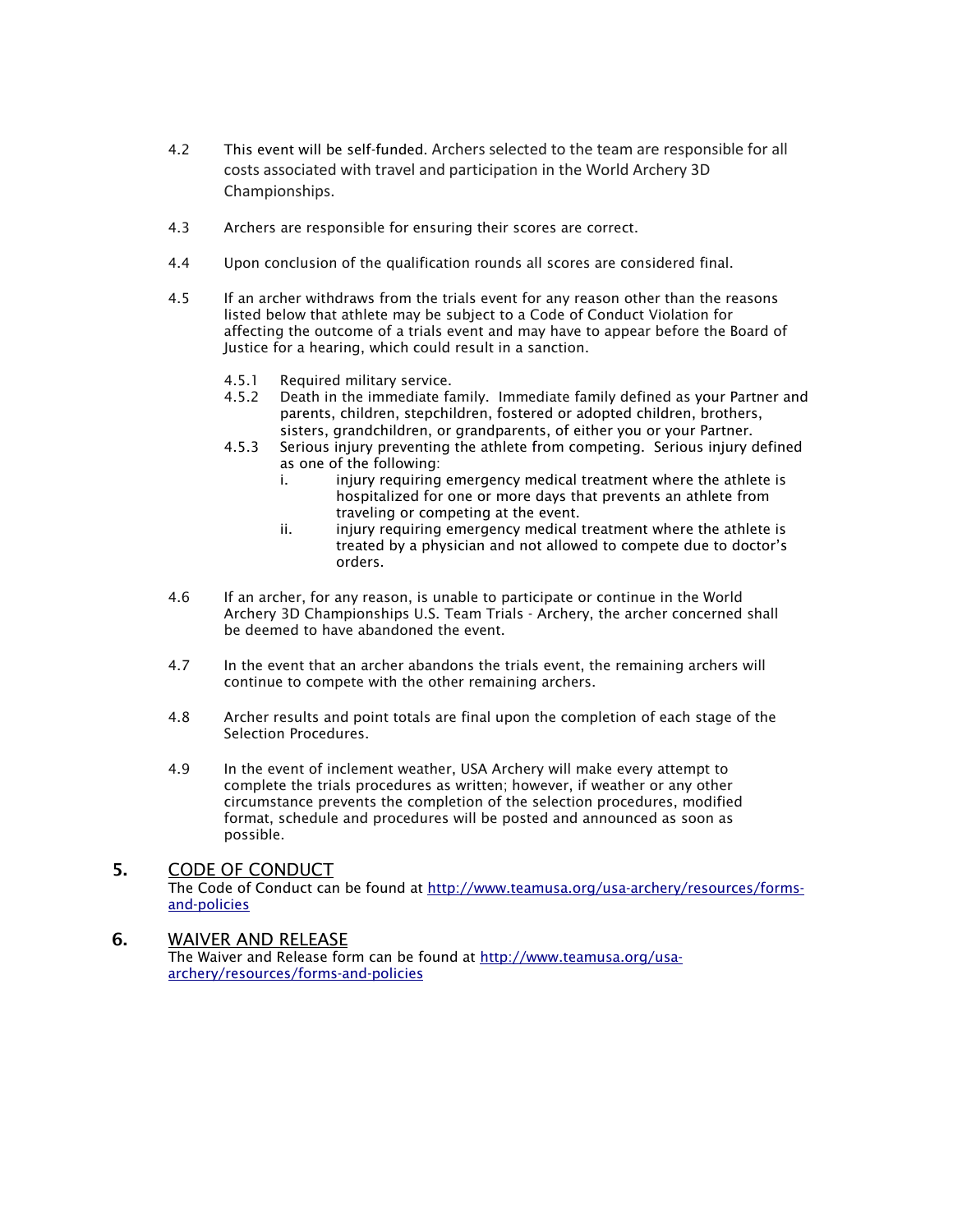4.2 This event will be self-funded. Archers selected to the team are responsible for all costs associated with travel and participation in the World Archery 3D Championships.

4.3 Archers are responsible for ensuring their scores are correct.

4.4 Upon conclusion of the qualification rounds all scores are considered final.

4.5 If an archer withdraws from the trials event for any reason other than the reasons listed below that athlete may be subject to a Code of Conduct Violation for affecting the outcome of a trials event and may have to appear before the Board of Justice for a hearing, which could result in a sanction.

- 4.5.1 Required military service.
- 4.5.2 Death in the immediate family. Immediate family defined as your Partner and parents, children, stepchildren, fostered or adopted children, brothers, sisters, grandchildren, or grandparents, of either you or your Partner.
- 4.5.3 Serious injury preventing the athlete from competing. Serious injury defined as one of the following:
  - i. injury requiring emergency medical treatment where the athlete is hospitalized for one or more days that prevents an athlete from traveling or competing at the event.
  - ii. injury requiring emergency medical treatment where the athlete is treated by a physician and not allowed to compete due to doctor's orders.

4.6 If an archer, for any reason, is unable to participate or continue in the World Archery 3D Championships U.S. Team Trials - Archery, the archer concerned shall be deemed to have abandoned the event.

4.7 In the event that an archer abandons the trials event, the remaining archers will continue to compete with the other remaining archers.

4.8 Archer results and point totals are final upon the completion of each stage of the Selection Procedures.

4.9 In the event of inclement weather, USA Archery will make every attempt to complete the trials procedures as written; however, if weather or any other circumstance prevents the completion of the selection procedures, modified format, schedule and procedures will be posted and announced as soon as possible.

## 5. CODE OF CONDUCT

The Code of Conduct can be found at http://www.teamusa.org/usa-archery/resources/forms-and-policies

## 6. WAIVER AND RELEASE

The Waiver and Release form can be found at http://www.teamusa.org/usa-archery/resources/forms-and-policies